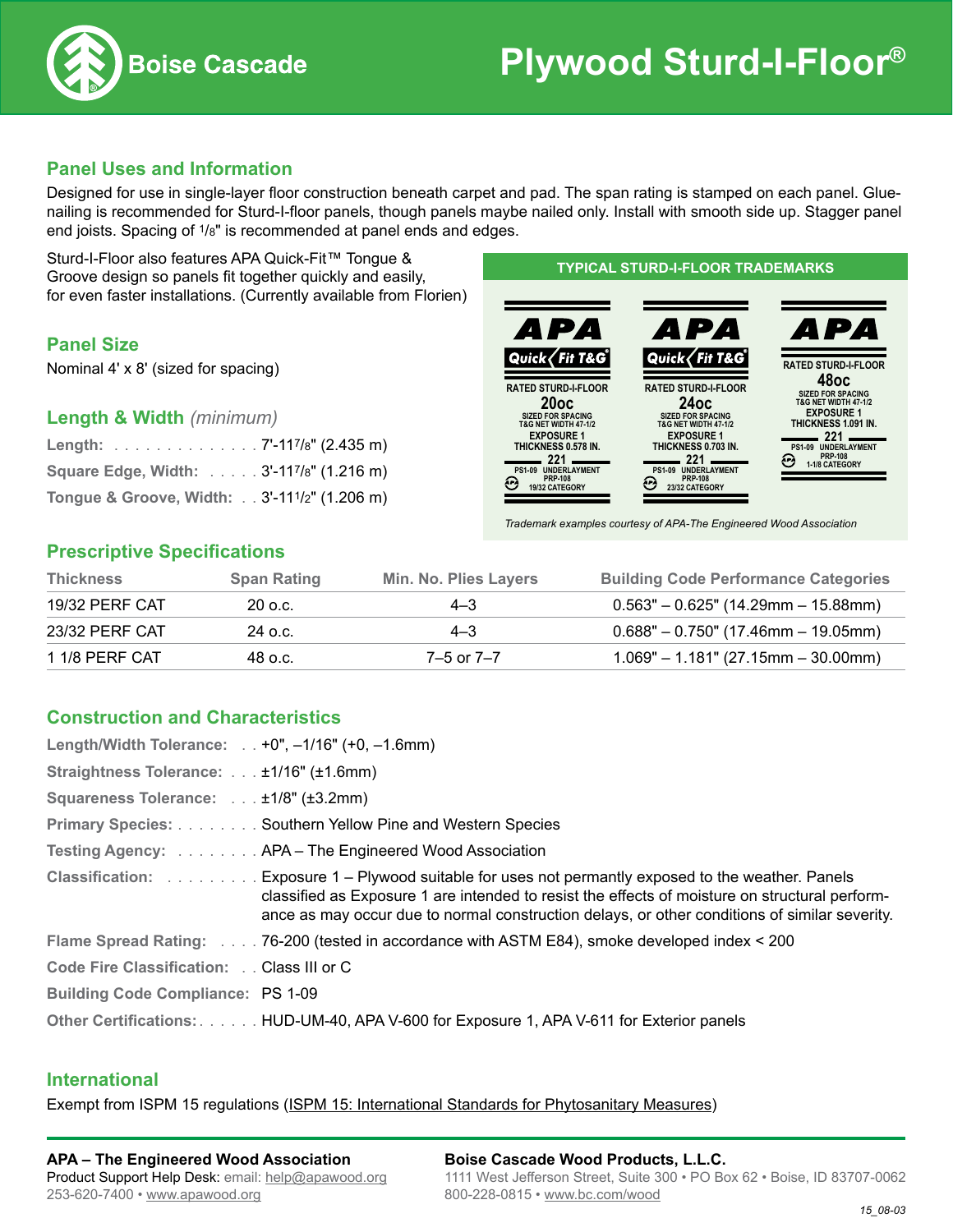# Plywood Sturd-I-Floor®

Boise Cascade

## Panel Uses and Information

Designed for use in single-layer floor construction beneath carpet and pad. The span rating is stamped on each panel. Glue-nailing is recommended for Sturd-I-floor panels, though panels maybe nailed only. Install with smooth side up. Stagger panel end joists. Spacing of 1/8" is recommended at panel ends and edges.

Sturd-I-Floor also features APA Quick-Fit™ Tongue & Groove design so panels fit together quickly and easily, for even faster installations. (Currently available from Florien)

### TYPICAL STURD-I-FLOOR TRADEMARKS

| APA Quick Fit T&G | APA Quick Fit T&G | APA |
|---|---|---|
| RATED STURD-I-FLOOR 20oc SIZED FOR SPACING T&G NET WIDTH 47-1/2 EXPOSURE 1 THICKNESS 0.578 IN. 221 PS1-09 UNDERLAYMENT PRP-108 19/32 CATEGORY | RATED STURD-I-FLOOR 24oc SIZED FOR SPACING T&G NET WIDTH 47-1/2 EXPOSURE 1 THICKNESS 0.703 IN. 221 PS1-09 UNDERLAYMENT PRP-108 23/32 CATEGORY | RATED STURD-I-FLOOR 48oc SIZED FOR SPACING T&G NET WIDTH 47-1/2 EXPOSURE 1 THICKNESS 1.091 IN. 221 PS1-09 UNDERLAYMENT PRP-108 1-1/8 CATEGORY |

*Trademark examples courtesy of APA-The Engineered Wood Association*

## Panel Size

Nominal 4' x 8' (sized for spacing)

## Length & Width *(minimum)*

**Length:** . . . . . . . . . . . . . . . 7'-11 7/8" (2.435 m)

**Square Edge, Width:** . . . . . 3'-11 7/8" (1.216 m)

**Tongue & Groove, Width:** . . 3'-11 1/2" (1.206 m)

## Prescriptive Specifications

| Thickness | Span Rating | Min. No. Plies Layers | Building Code Performance Categories |
|---|---|---|---|
| 19/32 PERF CAT | 20 o.c. | 4–3 | 0.563" – 0.625" (14.29mm – 15.88mm) |
| 23/32 PERF CAT | 24 o.c. | 4–3 | 0.688" – 0.750" (17.46mm – 19.05mm) |
| 1 1/8 PERF CAT | 48 o.c. | 7–5 or 7–7 | 1.069" – 1.181" (27.15mm – 30.00mm) |

## Construction and Characteristics

**Length/Width Tolerance:** . . +0", –1/16" (+0, –1.6mm)

**Straightness Tolerance:** . . . ±1/16" (±1.6mm)

**Squareness Tolerance:** . . . ±1/8" (±3.2mm)

**Primary Species:** . . . . . . . . Southern Yellow Pine and Western Species

**Testing Agency:** . . . . . . . . APA – The Engineered Wood Association

**Classification:** . . . . . . . . . Exposure 1 – Plywood suitable for uses not permantly exposed to the weather. Panels classified as Exposure 1 are intended to resist the effects of moisture on structural performance as may occur due to normal construction delays, or other conditions of similar severity.

**Flame Spread Rating:** . . . . 76-200 (tested in accordance with ASTM E84), smoke developed index < 200

**Code Fire Classification:** . . Class III or C

**Building Code Compliance:** PS 1-09

**Other Certifications:** . . . . . . HUD-UM-40, APA V-600 for Exposure 1, APA V-611 for Exterior panels

## International

Exempt from ISPM 15 regulations (ISPM 15: International Standards for Phytosanitary Measures)

**APA – The Engineered Wood Association**
Product Support Help Desk: email: help@apawood.org
253-620-7400 • www.apawood.org

**Boise Cascade Wood Products, L.L.C.**
1111 West Jefferson Street, Suite 300 • PO Box 62 • Boise, ID 83707-0062
800-228-0815 • www.bc.com/wood

15_08-03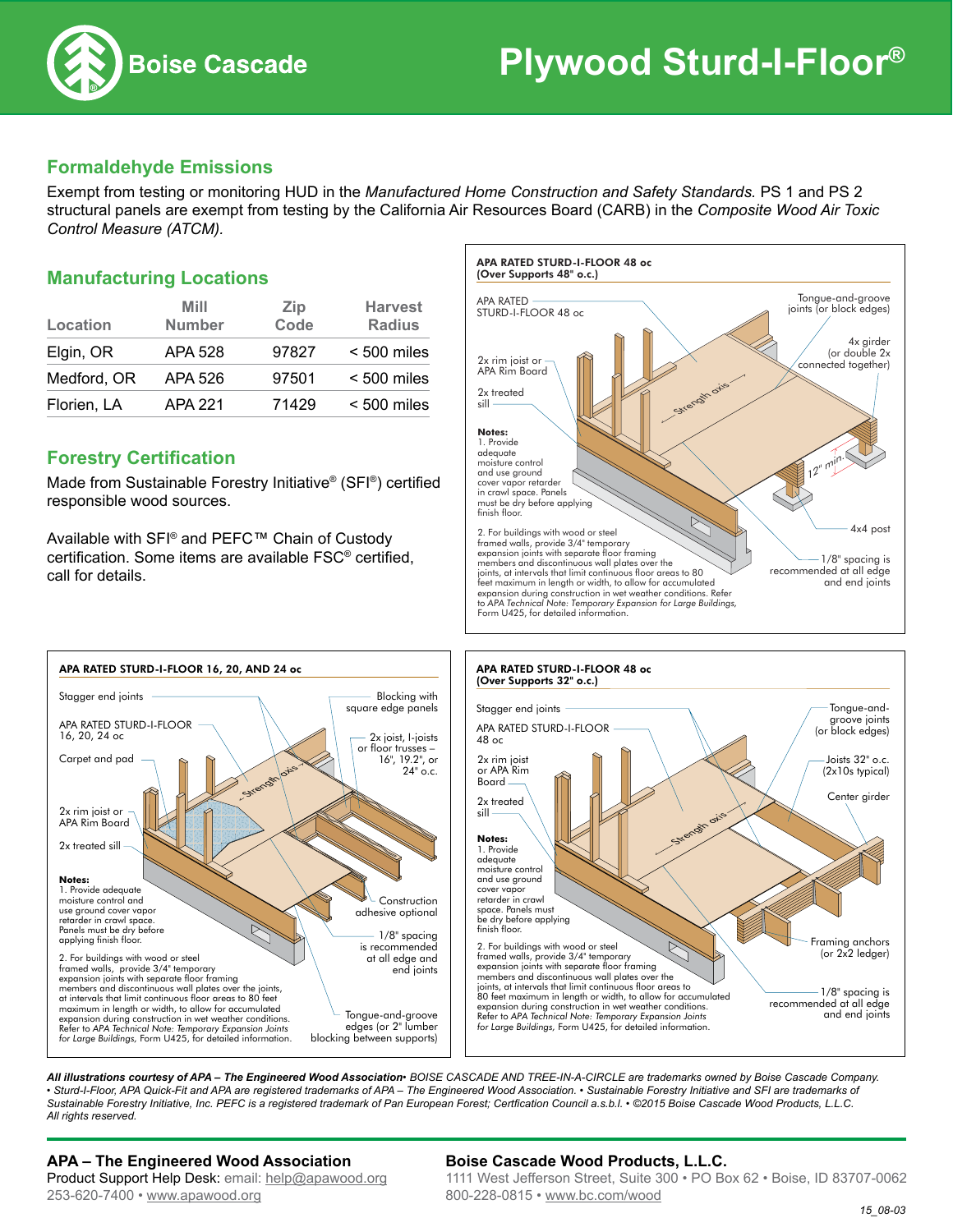# Plywood Sturd-I-Floor®

## Formaldehyde Emissions

Exempt from testing or monitoring HUD in the *Manufactured Home Construction and Safety Standards.* PS 1 and PS 2 structural panels are exempt from testing by the California Air Resources Board (CARB) in the *Composite Wood Air Toxic Control Measure (ATCM).*

## Manufacturing Locations

| Location | Mill Number | Zip Code | Harvest Radius |
|---|---|---|---|
| Elgin, OR | APA 528 | 97827 | < 500 miles |
| Medford, OR | APA 526 | 97501 | < 500 miles |
| Florien, LA | APA 221 | 71429 | < 500 miles |

## Forestry Certification

Made from Sustainable Forestry Initiative® (SFI®) certified responsible wood sources.

Available with SFI® and PEFC™ Chain of Custody certification. Some items are available FSC® certified, call for details.

**APA RATED STURD-I-FLOOR 48 oc (Over Supports 48" o.c.)**

APA RATED STURD-I-FLOOR 48 oc

Tongue-and-groove joints (or block edges)

4x girder (or double 2x connected together)

2x rim joist or APA Rim Board

2x treated sill

Strength axis

12" min.

4x4 post

1/8" spacing is recommended at all edge and end joints

**Notes:**
1. Provide adequate moisture control and use ground cover vapor retarder in crawl space. Panels must be dry before applying finish floor.
2. For buildings with wood or steel framed walls, provide 3/4" temporary expansion joints with separate floor framing members and discontinuous wall plates over the joints, at intervals that limit continuous floor areas to 80 feet maximum in length or width, to allow for accumulated expansion during construction in wet weather conditions. Refer to *APA Technical Note: Temporary Expansion for Large Buildings,* Form U425, for detailed information.

**APA RATED STURD-I-FLOOR 16, 20, AND 24 oc**

Stagger end joints

APA RATED STURD-I-FLOOR 16, 20, 24 oc

Carpet and pad

2x rim joist or APA Rim Board

2x treated sill

Blocking with square edge panels

2x joist, I-joists or floor trusses – 16", 19.2", or 24" o.c.

Strength axis

Construction adhesive optional

1/8" spacing is recommended at all edge and end joints

Tongue-and-groove edges (or 2" lumber blocking between supports)

**Notes:**
1. Provide adequate moisture control and use ground cover vapor retarder in crawl space. Panels must be dry before applying finish floor.
2. For buildings with wood or steel framed walls, provide 3/4" temporary expansion joints with separate floor framing members and discontinuous wall plates over the joints, at intervals that limit continuous floor areas to 80 feet maximum in length or width, to allow for accumulated expansion during construction in wet weather conditions. Refer to *APA Technical Note: Temporary Expansion Joints for Large Buildings,* Form U425, for detailed information.

**APA RATED STURD-I-FLOOR 48 oc (Over Supports 32" o.c.)**

Stagger end joints

APA RATED STURD-I-FLOOR 48 oc

2x rim joist or APA Rim Board

2x treated sill

Tongue-and-groove joints (or block edges)

Joists 32" o.c. (2x10s typical)

Center girder

Strength axis

Framing anchors (or 2x2 ledger)

1/8" spacing is recommended at all edge and end joints

**Notes:**
1. Provide adequate moisture control and use ground cover vapor retarder in crawl space. Panels must be dry before applying finish floor.
2. For buildings with wood or steel framed walls, provide 3/4" temporary expansion joints with separate floor framing members and discontinuous wall plates over the joints, at intervals that limit continuous floor areas to 80 feet maximum in length or width, to allow for accumulated expansion during construction in wet weather conditions. Refer to *APA Technical Note: Temporary Expansion Joints for Large Buildings,* Form U425, for detailed information.

***All illustrations courtesy of APA – The Engineered Wood Association*** *• BOISE CASCADE AND TREE-IN-A-CIRCLE are trademarks owned by Boise Cascade Company. • Sturd-I-Floor, APA Quick-Fit and APA are registered trademarks of APA – The Engineered Wood Association. • Sustainable Forestry Initiative and SFI are trademarks of Sustainable Forestry Initiative, Inc. PEFC is a registered trademark of Pan European Forest; Certfication Council a.s.b.l. • ©2015 Boise Cascade Wood Products, L.L.C. All rights reserved.*

**APA – The Engineered Wood Association**
Product Support Help Desk: email: help@apawood.org
253-620-7400 • www.apawood.org

**Boise Cascade Wood Products, L.L.C.**
1111 West Jefferson Street, Suite 300 • PO Box 62 • Boise, ID 83707-0062
800-228-0815 • www.bc.com/wood

15_08-03